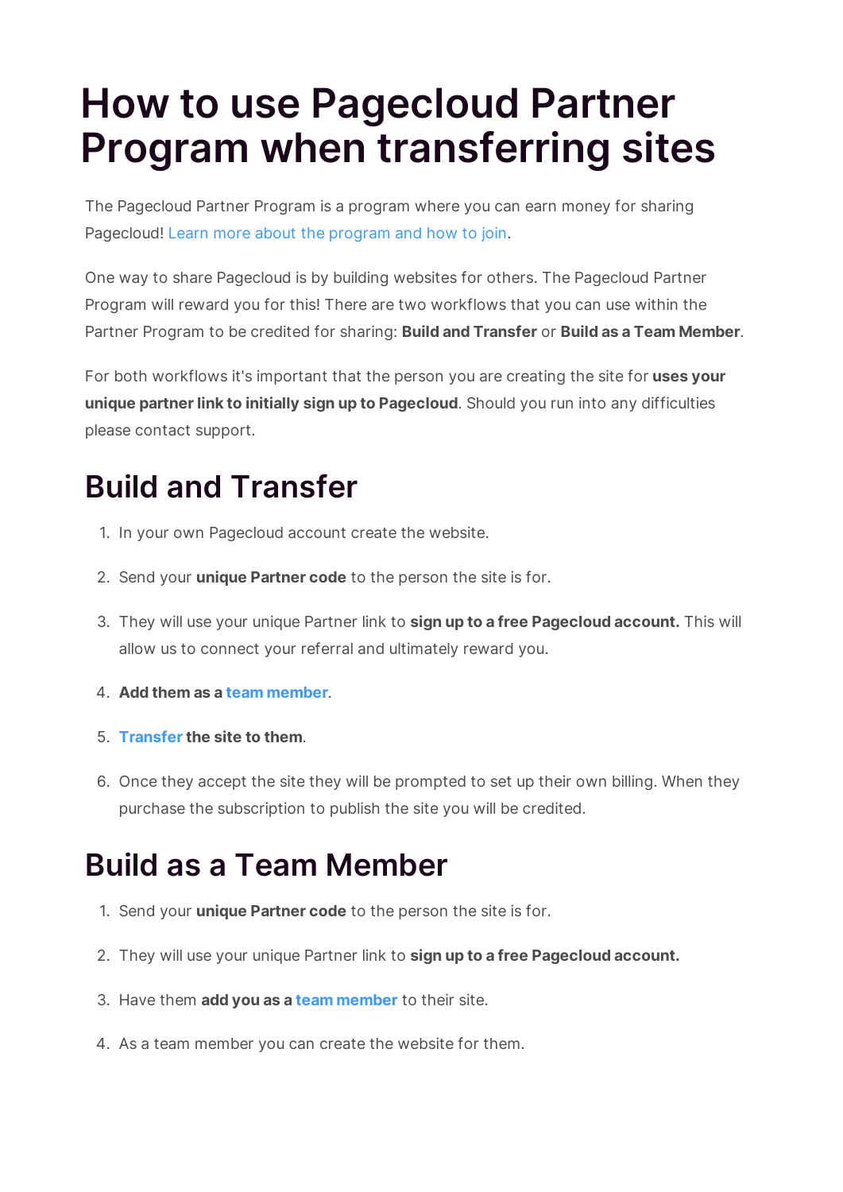# How to use Pagecloud Partner Program when transferring sites

The Pagecloud Partner Program is a program where you can earn money for sharing Pagecloud! Learn more about the program and how to join.

One way to share Pagecloud is by building websites for others. The Pagecloud Partner Program will reward you for this! There are two workflows that you can use within the Partner Program to be credited for sharing: **Build and Transfer** or **Build as a Team Member**.

For both workflows it's important that the person you are creating the site for **uses your unique partner link to initially sign up to Pagecloud**. Should you run into any difficulties please contact support.

## Build and Transfer

1. In your own Pagecloud account create the website.
2. Send your **unique Partner code** to the person the site is for.
3. They will use your unique Partner link to **sign up to a free Pagecloud account.** This will allow us to connect your referral and ultimately reward you.
4. **Add them as a team member**.
5. **Transfer the site to them**.
6. Once they accept the site they will be prompted to set up their own billing. When they purchase the subscription to publish the site you will be credited.

## Build as a Team Member

1. Send your **unique Partner code** to the person the site is for.
2. They will use your unique Partner link to **sign up to a free Pagecloud account.**
3. Have them **add you as a team member** to their site.
4. As a team member you can create the website for them.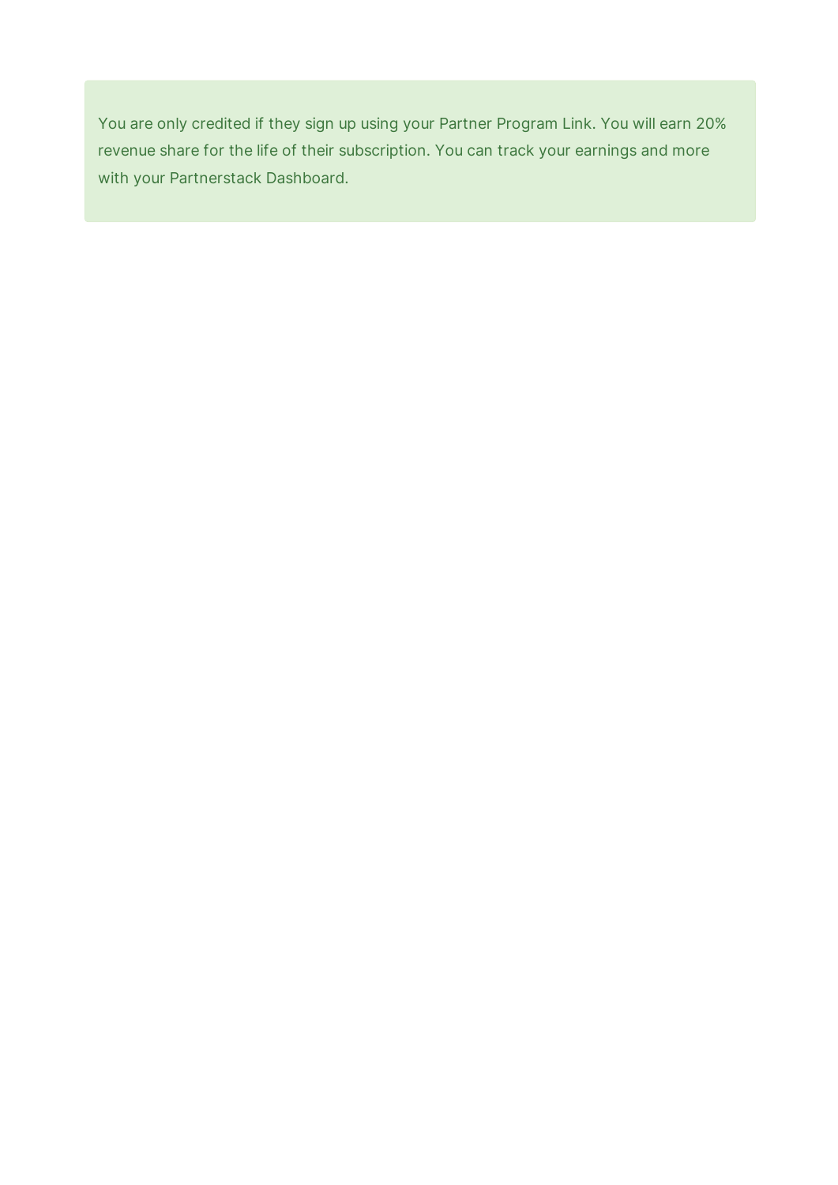You are only credited if they sign up using your Partner Program Link. You will earn 20% revenue share for the life of their subscription. You can track your earnings and more with your Partnerstack Dashboard.